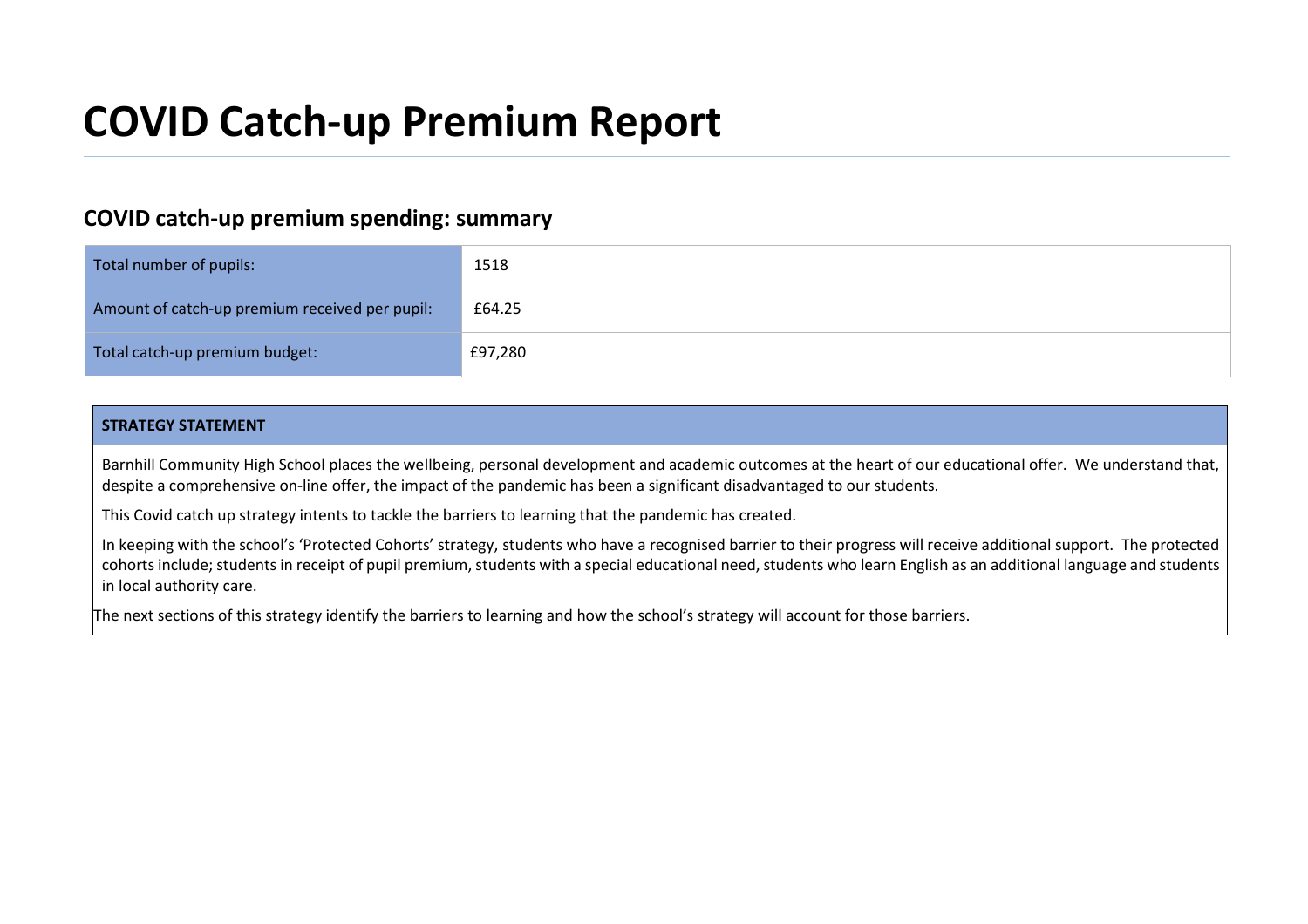# COVID Catch-up Premium Report

## COVID catch-up premium spending: summary

| | |
|---|---|
| Total number of pupils: | 1518 |
| Amount of catch-up premium received per pupil: | £64.25 |
| Total catch-up premium budget: | £97,280 |

| STRATEGY STATEMENT |
|---|
| Barnhill Community High School places the wellbeing, personal development and academic outcomes at the heart of our educational offer. We understand that, despite a comprehensive on-line offer, the impact of the pandemic has been a significant disadvantaged to our students. <br><br> This Covid catch up strategy intents to tackle the barriers to learning that the pandemic has created. <br><br> In keeping with the school's 'Protected Cohorts' strategy, students who have a recognised barrier to their progress will receive additional support. The protected cohorts include; students in receipt of pupil premium, students with a special educational need, students who learn English as an additional language and students in local authority care. <br><br> The next sections of this strategy identify the barriers to learning and how the school's strategy will account for those barriers. |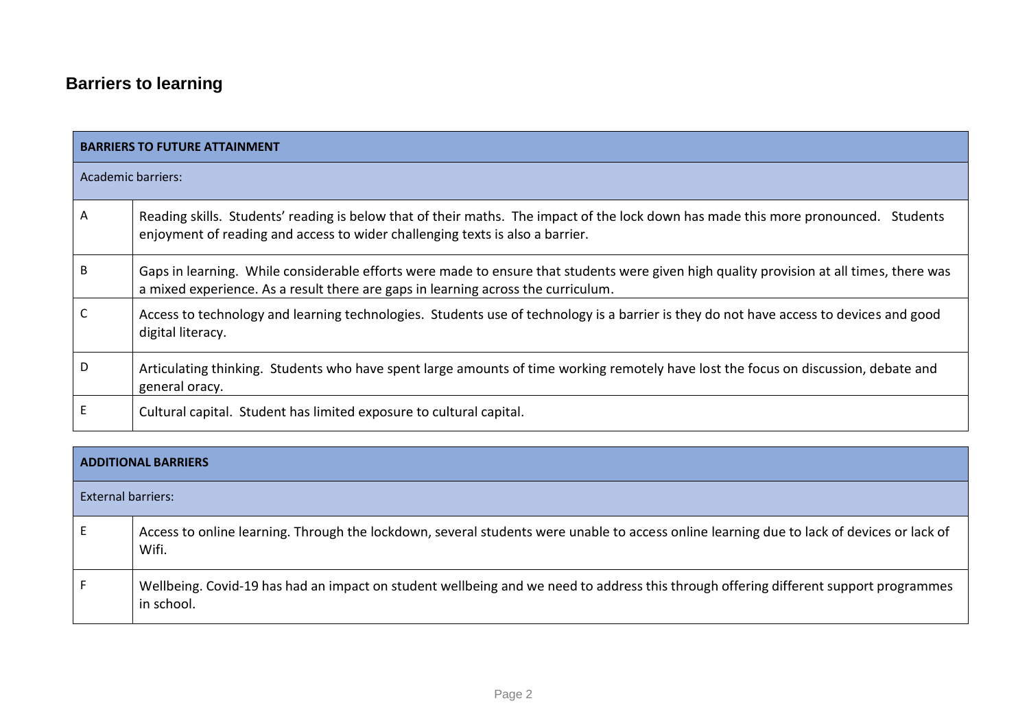## Barriers to learning

| BARRIERS TO FUTURE ATTAINMENT | |
|---|---|
| Academic barriers: | |
| A | Reading skills. Students' reading is below that of their maths. The impact of the lock down has made this more pronounced. Students enjoyment of reading and access to wider challenging texts is also a barrier. |
| B | Gaps in learning. While considerable efforts were made to ensure that students were given high quality provision at all times, there was a mixed experience. As a result there are gaps in learning across the curriculum. |
| C | Access to technology and learning technologies. Students use of technology is a barrier is they do not have access to devices and good digital literacy. |
| D | Articulating thinking. Students who have spent large amounts of time working remotely have lost the focus on discussion, debate and general oracy. |
| E | Cultural capital. Student has limited exposure to cultural capital. |

| ADDITIONAL BARRIERS | |
|---|---|
| External barriers: | |
| E | Access to online learning. Through the lockdown, several students were unable to access online learning due to lack of devices or lack of Wifi. |
| F | Wellbeing. Covid-19 has had an impact on student wellbeing and we need to address this through offering different support programmes in school. |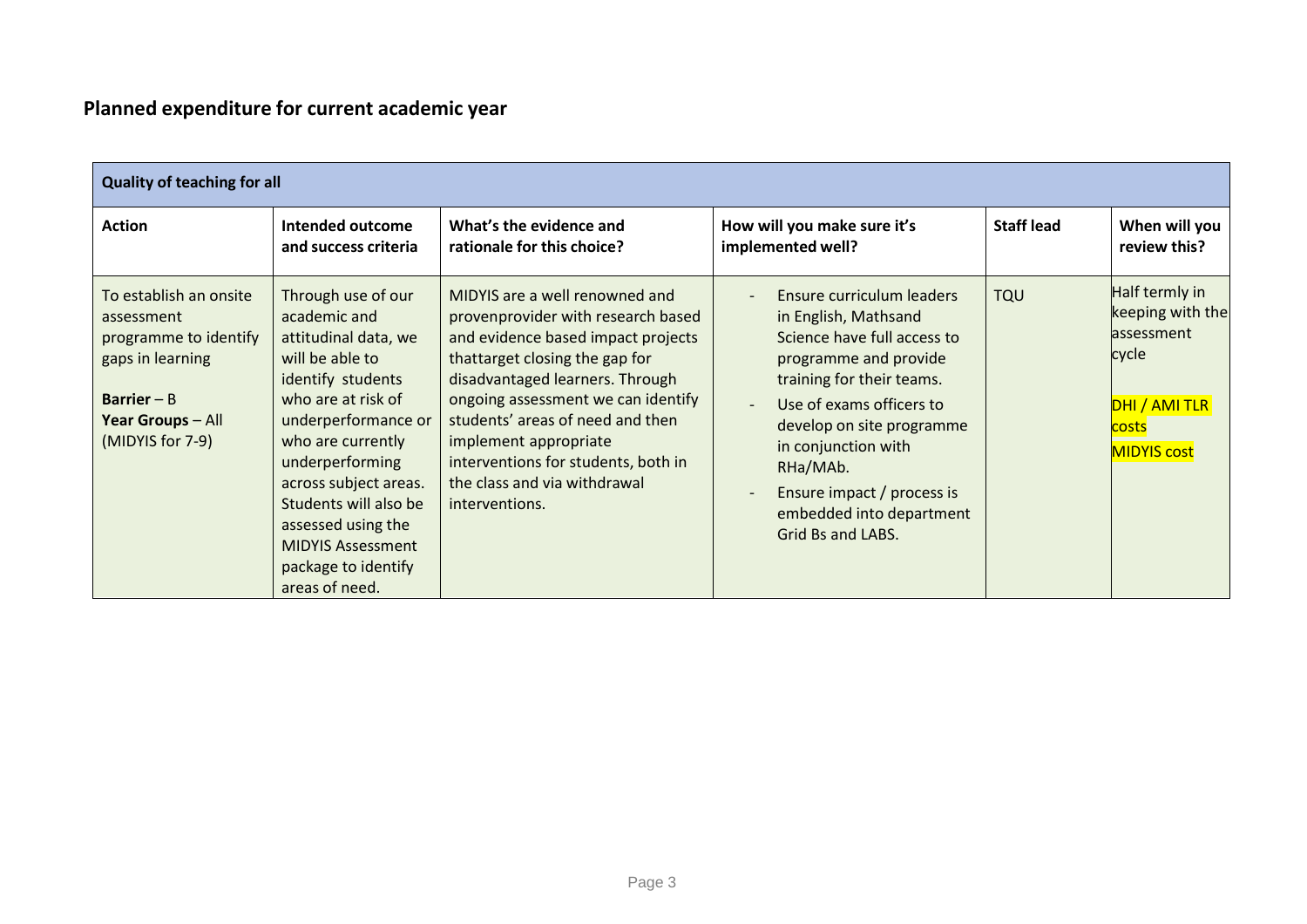## Planned expenditure for current academic year

| Quality of teaching for all | | | | | |
|---|---|---|---|---|---|
| **Action** | **Intended outcome and success criteria** | **What's the evidence and rationale for this choice?** | **How will you make sure it's implemented well?** | **Staff lead** | **When will you review this?** |
| To establish an onsite assessment programme to identify gaps in learning<br><br>**Barrier** – B<br>**Year Groups** – All (MIDYIS for 7-9) | Through use of our academic and attitudinal data, we will be able to identify students who are at risk of underperformance or who are currently underperforming across subject areas. Students will also be assessed using the MIDYIS Assessment package to identify areas of need. | MIDYIS are a well renowned and provenprovider with research based and evidence based impact projects thattarget closing the gap for disadvantaged learners. Through ongoing assessment we can identify students' areas of need and then implement appropriate interventions for students, both in the class and via withdrawal interventions. | - Ensure curriculum leaders in English, Mathsand Science have full access to programme and provide training for their teams.<br>- Use of exams officers to develop on site programme in conjunction with RHa/MAb.<br>- Ensure impact / process is embedded into department Grid Bs and LABS. | TQU | Half termly in keeping with the assessment cycle<br><br>DHI / AMI TLR costs<br>MIDYIS cost |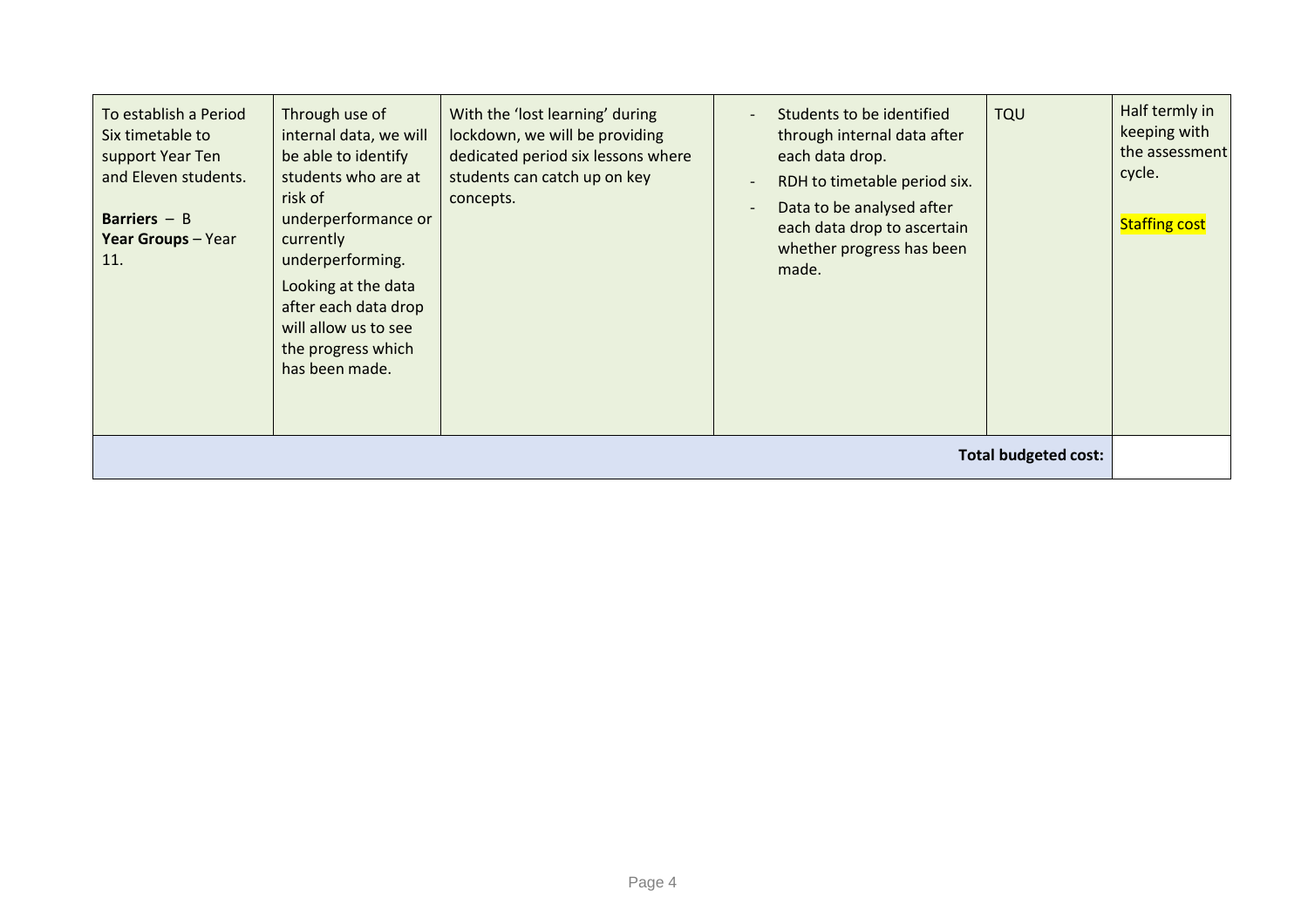| | | | | | |
|---|---|---|---|---|---|
| To establish a Period Six timetable to support Year Ten and Eleven students.<br><br>**Barriers** – B<br>**Year Groups** – Year 11. | Through use of internal data, we will be able to identify students who are at risk of underperformance or currently underperforming.<br>Looking at the data after each data drop will allow us to see the progress which has been made. | With the 'lost learning' during lockdown, we will be providing dedicated period six lessons where students can catch up on key concepts. | - Students to be identified through internal data after each data drop.<br>- RDH to timetable period six.<br>- Data to be analysed after each data drop to ascertain whether progress has been made. | TQU | Half termly in keeping with the assessment cycle.<br><br>Staffing cost |
| | | | | **Total budgeted cost:** | |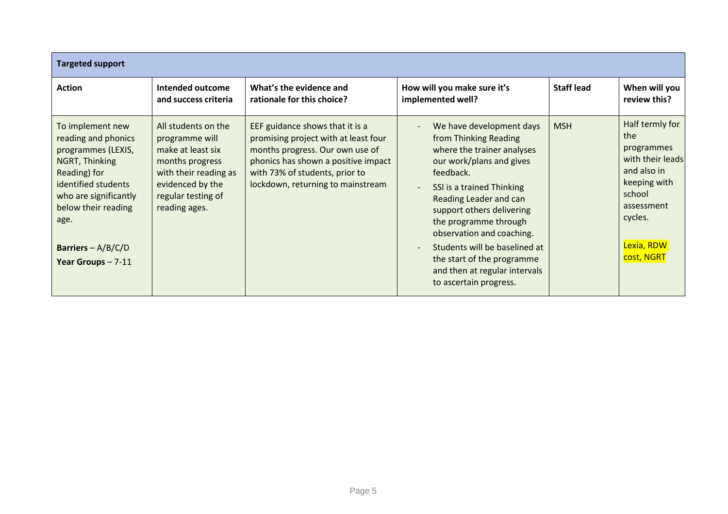| Targeted support | | | | | |
|---|---|---|---|---|---|
| **Action** | **Intended outcome and success criteria** | **What's the evidence and rationale for this choice?** | **How will you make sure it's implemented well?** | **Staff lead** | **When will you review this?** |
| To implement new reading and phonics programmes (LEXIS, NGRT, Thinking Reading) for identified students who are significantly below their reading age.<br><br>**Barriers** – A/B/C/D<br>**Year Groups** – 7-11 | All students on the programme will make at least six months progress with their reading as evidenced by the regular testing of reading ages. | EEF guidance shows that it is a promising project with at least four months progress. Our own use of phonics has shown a positive impact with 73% of students, prior to lockdown, returning to mainstream | - We have development days from Thinking Reading where the trainer analyses our work/plans and gives feedback.<br>- SSI is a trained Thinking Reading Leader and can support others delivering the programme through observation and coaching.<br>- Students will be baselined at the start of the programme and then at regular intervals to ascertain progress. | MSH | Half termly for the programmes with their leads and also in keeping with school assessment cycles.<br><br>Lexia, RDW cost, NGRT |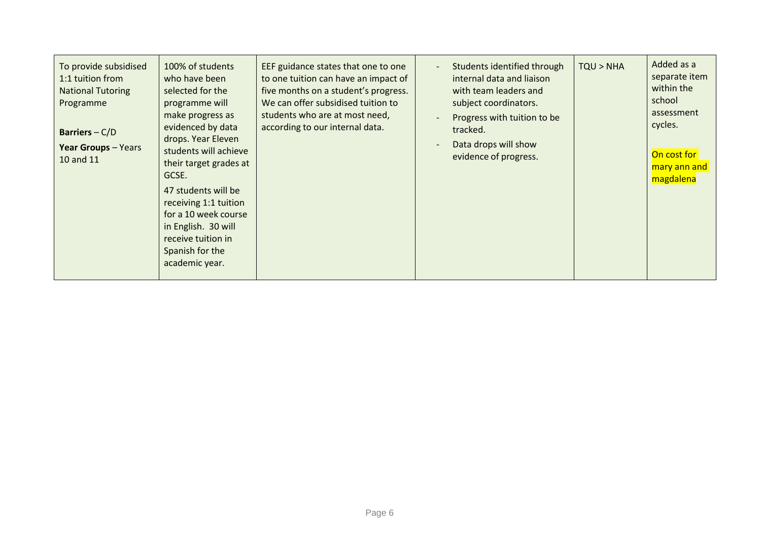| | | | | | |
|---|---|---|---|---|---|
| To provide subsidised 1:1 tuition from National Tutoring Programme<br><br>**Barriers** – C/D<br>**Year Groups** – Years 10 and 11 | 100% of students who have been selected for the programme will make progress as evidenced by data drops. Year Eleven students will achieve their target grades at GCSE.<br><br>47 students will be receiving 1:1 tuition for a 10 week course in English. 30 will receive tuition in Spanish for the academic year. | EEF guidance states that one to one tuition can have an impact of five months on a student's progress. We can offer subsidised tuition to students who are at most need, according to our internal data. | - Students identified through internal data and liaison with team leaders and subject coordinators.<br>- Progress with tuition to be tracked.<br>- Data drops will show evidence of progress. | TQU > NHA | Added as a separate item within the school assessment cycles.<br><br>On cost for mary ann and magdalena |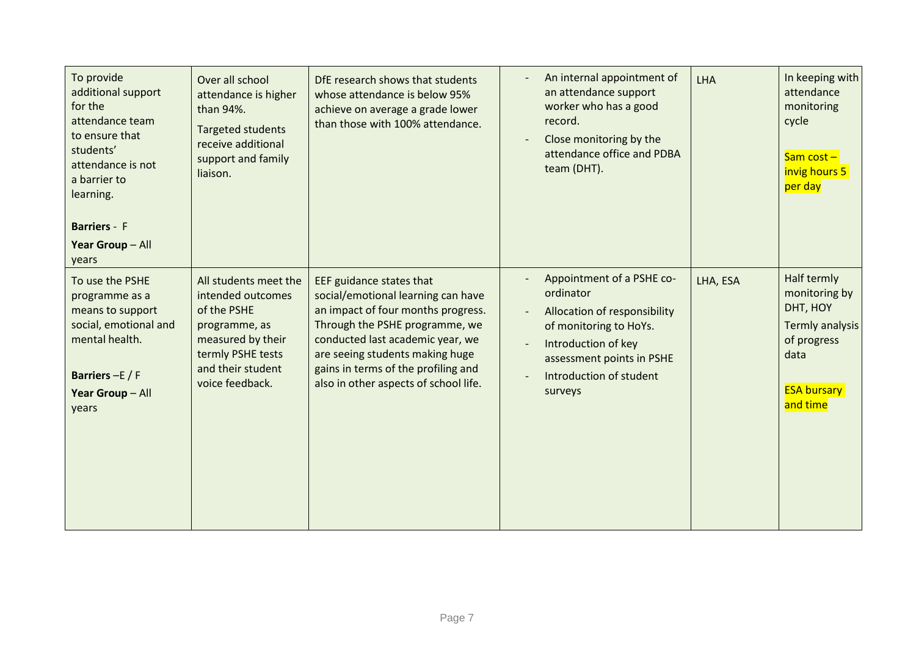| | | | | | |
|---|---|---|---|---|---|
| To provide additional support for the attendance team to ensure that students' attendance is not a barrier to learning.<br><br>**Barriers** - F<br>**Year Group** – All years | Over all school attendance is higher than 94%.<br>Targeted students receive additional support and family liaison. | DfE research shows that students whose attendance is below 95% achieve on average a grade lower than those with 100% attendance. | - An internal appointment of an attendance support worker who has a good record.<br>- Close monitoring by the attendance office and PDBA team (DHT). | LHA | In keeping with attendance monitoring cycle<br><br>Sam cost – invig hours 5 per day |
| To use the PSHE programme as a means to support social, emotional and mental health.<br><br>**Barriers** –E / F<br>**Year Group** – All years | All students meet the intended outcomes of the PSHE programme, as measured by their termly PSHE tests and their student voice feedback. | EEF guidance states that social/emotional learning can have an impact of four months progress. Through the PSHE programme, we conducted last academic year, we are seeing students making huge gains in terms of the profiling and also in other aspects of school life. | - Appointment of a PSHE co-ordinator<br>- Allocation of responsibility of monitoring to HoYs.<br>- Introduction of key assessment points in PSHE<br>- Introduction of student surveys | LHA, ESA | Half termly monitoring by DHT, HOY<br>Termly analysis of progress data<br><br>ESA bursary and time |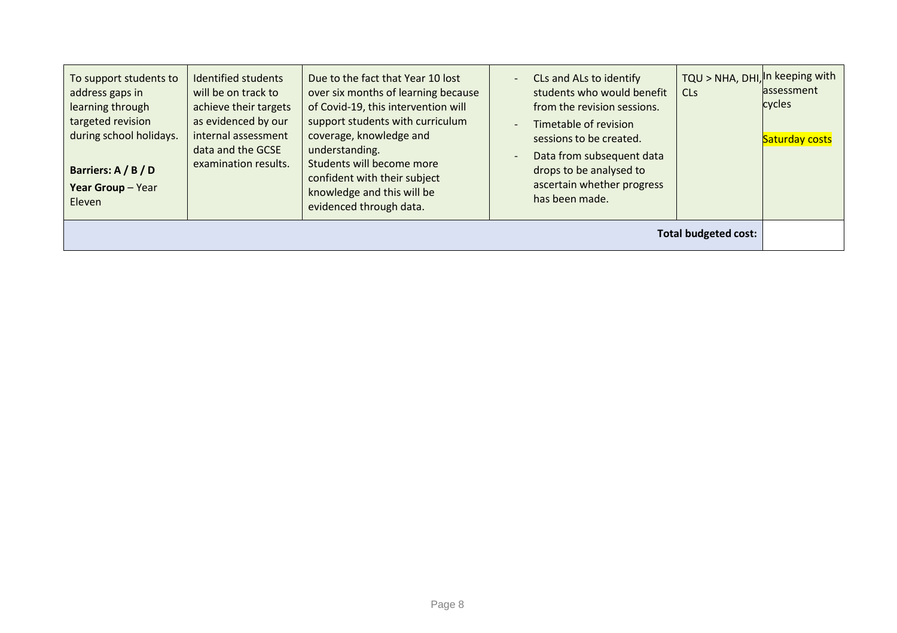| | | | | | |
|---|---|---|---|---|---|
| To support students to address gaps in learning through targeted revision during school holidays.<br><br>**Barriers: A / B / D**<br>**Year Group** – Year Eleven | Identified students will be on track to achieve their targets as evidenced by our internal assessment data and the GCSE examination results. | Due to the fact that Year 10 lost over six months of learning because of Covid-19, this intervention will support students with curriculum coverage, knowledge and understanding.<br>Students will become more confident with their subject knowledge and this will be evidenced through data. | - CLs and ALs to identify students who would benefit from the revision sessions.<br>- Timetable of revision sessions to be created.<br>- Data from subsequent data drops to be analysed to ascertain whether progress has been made. | TQU > NHA, DHI, CLs | In keeping with assessment cycles<br><br>Saturday costs |
| | | | | **Total budgeted cost:** | |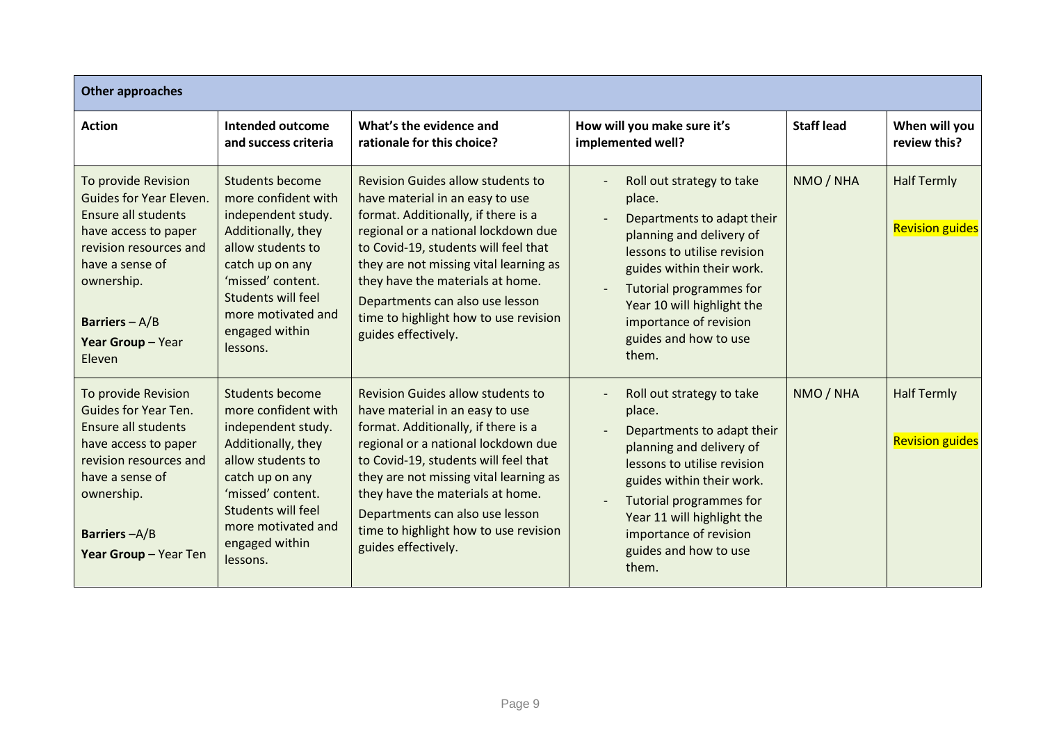| Other approaches | | | | | |
|---|---|---|---|---|---|
| **Action** | **Intended outcome and success criteria** | **What's the evidence and rationale for this choice?** | **How will you make sure it's implemented well?** | **Staff lead** | **When will you review this?** |
| To provide Revision Guides for Year Eleven. Ensure all students have access to paper revision resources and have a sense of ownership.<br><br>**Barriers** – A/B<br>**Year Group** – Year Eleven | Students become more confident with independent study. Additionally, they allow students to catch up on any 'missed' content. Students will feel more motivated and engaged within lessons. | Revision Guides allow students to have material in an easy to use format. Additionally, if there is a regional or a national lockdown due to Covid-19, students will feel that they are not missing vital learning as they have the materials at home. Departments can also use lesson time to highlight how to use revision guides effectively. | - Roll out strategy to take place.<br>- Departments to adapt their planning and delivery of lessons to utilise revision guides within their work.<br>- Tutorial programmes for Year 10 will highlight the importance of revision guides and how to use them. | NMO / NHA | Half Termly<br><br>Revision guides |
| To provide Revision Guides for Year Ten. Ensure all students have access to paper revision resources and have a sense of ownership.<br><br>**Barriers** –A/B<br>**Year Group** – Year Ten | Students become more confident with independent study. Additionally, they allow students to catch up on any 'missed' content. Students will feel more motivated and engaged within lessons. | Revision Guides allow students to have material in an easy to use format. Additionally, if there is a regional or a national lockdown due to Covid-19, students will feel that they are not missing vital learning as they have the materials at home. Departments can also use lesson time to highlight how to use revision guides effectively. | - Roll out strategy to take place.<br>- Departments to adapt their planning and delivery of lessons to utilise revision guides within their work.<br>- Tutorial programmes for Year 11 will highlight the importance of revision guides and how to use them. | NMO / NHA | Half Termly<br><br>Revision guides |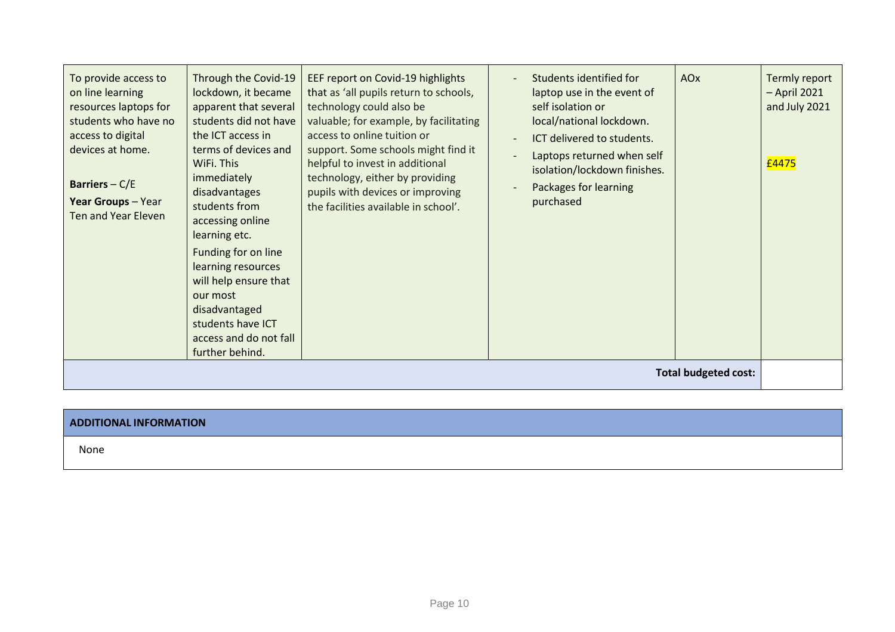| | | | | | |
|---|---|---|---|---|---|
| To provide access to on line learning resources laptops for students who have no access to digital devices at home.<br><br>**Barriers** – C/E<br>**Year Groups** – Year Ten and Year Eleven | Through the Covid-19 lockdown, it became apparent that several students did not have the ICT access in terms of devices and WiFi. This immediately disadvantages students from accessing online learning etc.<br>Funding for on line learning resources will help ensure that our most disadvantaged students have ICT access and do not fall further behind. | EEF report on Covid-19 highlights that as 'all pupils return to schools, technology could also be valuable; for example, by facilitating access to online tuition or support. Some schools might find it helpful to invest in additional technology, either by providing pupils with devices or improving the facilities available in school'. | - Students identified for laptop use in the event of self isolation or local/national lockdown.<br>- ICT delivered to students.<br>- Laptops returned when self isolation/lockdown finishes.<br>- Packages for learning purchased | AOx | Termly report – April 2021 and July 2021<br><br>£4475 |
| | | | | **Total budgeted cost:** | |

| **ADDITIONAL INFORMATION** |
|---|
| None |